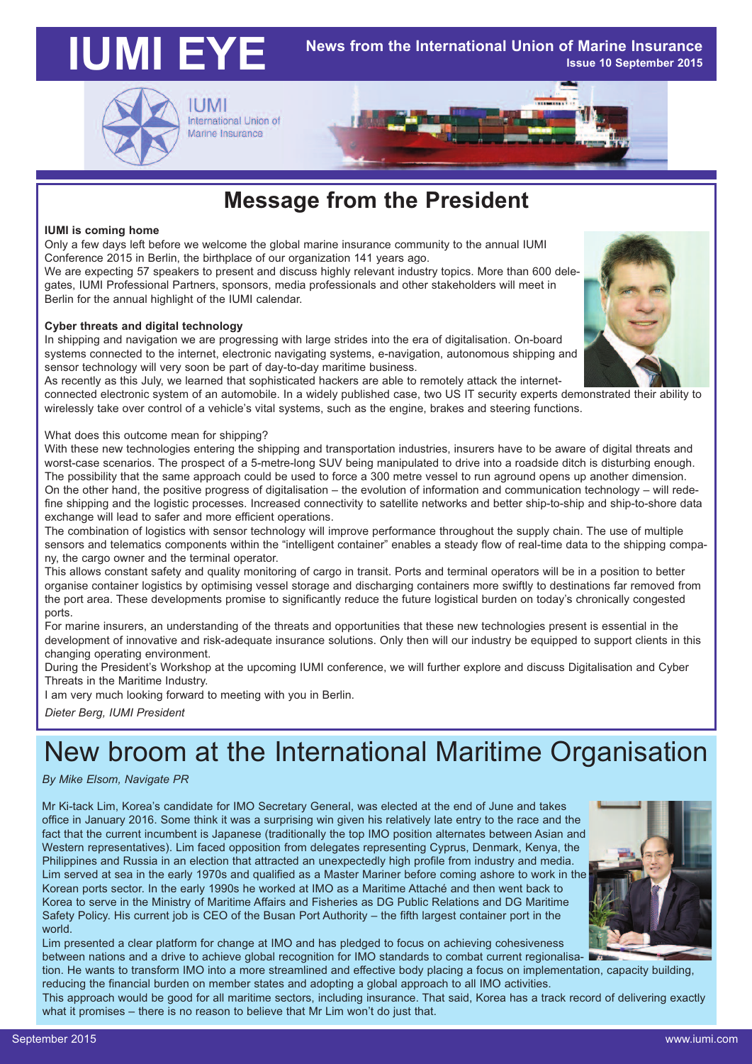# IUMI EYE

**News from the International Union of Marine Insurance**
**Issue 10 September 2015**

IUMI
International Union of Marine Insurance

## Message from the President

**IUMI is coming home**

Only a few days left before we welcome the global marine insurance community to the annual IUMI Conference 2015 in Berlin, the birthplace of our organization 141 years ago.

We are expecting 57 speakers to present and discuss highly relevant industry topics. More than 600 delegates, IUMI Professional Partners, sponsors, media professionals and other stakeholders will meet in Berlin for the annual highlight of the IUMI calendar.

**Cyber threats and digital technology**

In shipping and navigation we are progressing with large strides into the era of digitalisation. On-board systems connected to the internet, electronic navigating systems, e-navigation, autonomous shipping and sensor technology will very soon be part of day-to-day maritime business.

As recently as this July, we learned that sophisticated hackers are able to remotely attack the internet-connected electronic system of an automobile. In a widely published case, two US IT security experts demonstrated their ability to wirelessly take over control of a vehicle's vital systems, such as the engine, brakes and steering functions.

What does this outcome mean for shipping?

With these new technologies entering the shipping and transportation industries, insurers have to be aware of digital threats and worst-case scenarios. The prospect of a 5-metre-long SUV being manipulated to drive into a roadside ditch is disturbing enough. The possibility that the same approach could be used to force a 300 metre vessel to run aground opens up another dimension.

On the other hand, the positive progress of digitalisation – the evolution of information and communication technology – will redefine shipping and the logistic processes. Increased connectivity to satellite networks and better ship-to-ship and ship-to-shore data exchange will lead to safer and more efficient operations.

The combination of logistics with sensor technology will improve performance throughout the supply chain. The use of multiple sensors and telematics components within the "intelligent container" enables a steady flow of real-time data to the shipping company, the cargo owner and the terminal operator.

This allows constant safety and quality monitoring of cargo in transit. Ports and terminal operators will be in a position to better organise container logistics by optimising vessel storage and discharging containers more swiftly to destinations far removed from the port area. These developments promise to significantly reduce the future logistical burden on today's chronically congested ports.

For marine insurers, an understanding of the threats and opportunities that these new technologies present is essential in the development of innovative and risk-adequate insurance solutions. Only then will our industry be equipped to support clients in this changing operating environment.

During the President's Workshop at the upcoming IUMI conference, we will further explore and discuss Digitalisation and Cyber Threats in the Maritime Industry.

I am very much looking forward to meeting with you in Berlin.

*Dieter Berg, IUMI President*

# New broom at the International Maritime Organisation

*By Mike Elsom, Navigate PR*

Mr Ki-tack Lim, Korea's candidate for IMO Secretary General, was elected at the end of June and takes office in January 2016. Some think it was a surprising win given his relatively late entry to the race and the fact that the current incumbent is Japanese (traditionally the top IMO position alternates between Asian and Western representatives). Lim faced opposition from delegates representing Cyprus, Denmark, Kenya, the Philippines and Russia in an election that attracted an unexpectedly high profile from industry and media. Lim served at sea in the early 1970s and qualified as a Master Mariner before coming ashore to work in the Korean ports sector. In the early 1990s he worked at IMO as a Maritime Attaché and then went back to Korea to serve in the Ministry of Maritime Affairs and Fisheries as DG Public Relations and DG Maritime Safety Policy. His current job is CEO of the Busan Port Authority – the fifth largest container port in the world.

Lim presented a clear platform for change at IMO and has pledged to focus on achieving cohesiveness between nations and a drive to achieve global recognition for IMO standards to combat current regionalisation. He wants to transform IMO into a more streamlined and effective body placing a focus on implementation, capacity building, reducing the financial burden on member states and adopting a global approach to all IMO activities.

This approach would be good for all maritime sectors, including insurance. That said, Korea has a track record of delivering exactly what it promises – there is no reason to believe that Mr Lim won't do just that.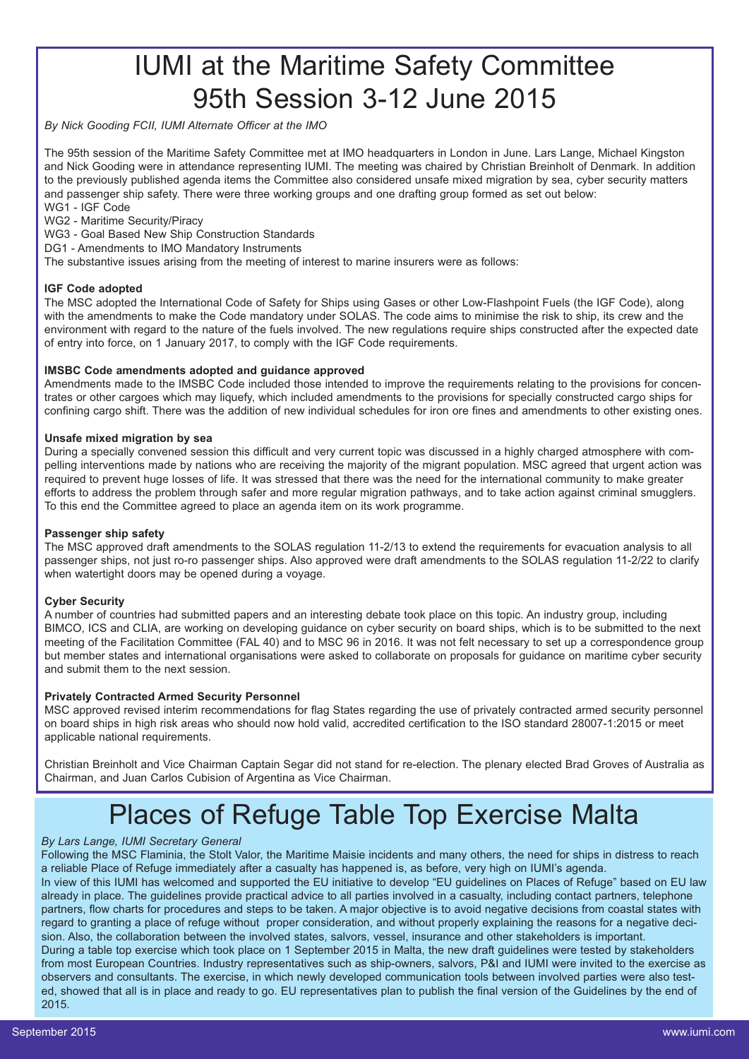# IUMI at the Maritime Safety Committee 95th Session 3-12 June 2015

*By Nick Gooding FCII, IUMI Alternate Officer at the IMO*

The 95th session of the Maritime Safety Committee met at IMO headquarters in London in June. Lars Lange, Michael Kingston and Nick Gooding were in attendance representing IUMI. The meeting was chaired by Christian Breinholt of Denmark. In addition to the previously published agenda items the Committee also considered unsafe mixed migration by sea, cyber security matters and passenger ship safety. There were three working groups and one drafting group formed as set out below:

WG1 - IGF Code
WG2 - Maritime Security/Piracy
WG3 - Goal Based New Ship Construction Standards
DG1 - Amendments to IMO Mandatory Instruments

The substantive issues arising from the meeting of interest to marine insurers were as follows:

**IGF Code adopted**

The MSC adopted the International Code of Safety for Ships using Gases or other Low-Flashpoint Fuels (the IGF Code), along with the amendments to make the Code mandatory under SOLAS. The code aims to minimise the risk to ship, its crew and the environment with regard to the nature of the fuels involved. The new regulations require ships constructed after the expected date of entry into force, on 1 January 2017, to comply with the IGF Code requirements.

**IMSBC Code amendments adopted and guidance approved**

Amendments made to the IMSBC Code included those intended to improve the requirements relating to the provisions for concentrates or other cargoes which may liquefy, which included amendments to the provisions for specially constructed cargo ships for confining cargo shift. There was the addition of new individual schedules for iron ore fines and amendments to other existing ones.

**Unsafe mixed migration by sea**

During a specially convened session this difficult and very current topic was discussed in a highly charged atmosphere with compelling interventions made by nations who are receiving the majority of the migrant population. MSC agreed that urgent action was required to prevent huge losses of life. It was stressed that there was the need for the international community to make greater efforts to address the problem through safer and more regular migration pathways, and to take action against criminal smugglers. To this end the Committee agreed to place an agenda item on its work programme.

**Passenger ship safety**

The MSC approved draft amendments to the SOLAS regulation 11-2/13 to extend the requirements for evacuation analysis to all passenger ships, not just ro-ro passenger ships. Also approved were draft amendments to the SOLAS regulation 11-2/22 to clarify when watertight doors may be opened during a voyage.

**Cyber Security**

A number of countries had submitted papers and an interesting debate took place on this topic. An industry group, including BIMCO, ICS and CLIA, are working on developing guidance on cyber security on board ships, which is to be submitted to the next meeting of the Facilitation Committee (FAL 40) and to MSC 96 in 2016. It was not felt necessary to set up a correspondence group but member states and international organisations were asked to collaborate on proposals for guidance on maritime cyber security and submit them to the next session.

**Privately Contracted Armed Security Personnel**

MSC approved revised interim recommendations for flag States regarding the use of privately contracted armed security personnel on board ships in high risk areas who should now hold valid, accredited certification to the ISO standard 28007-1:2015 or meet applicable national requirements.

Christian Breinholt and Vice Chairman Captain Segar did not stand for re-election. The plenary elected Brad Groves of Australia as Chairman, and Juan Carlos Cubision of Argentina as Vice Chairman.

# Places of Refuge Table Top Exercise Malta

*By Lars Lange, IUMI Secretary General*

Following the MSC Flaminia, the Stolt Valor, the Maritime Maisie incidents and many others, the need for ships in distress to reach a reliable Place of Refuge immediately after a casualty has happened is, as before, very high on IUMI's agenda.

In view of this IUMI has welcomed and supported the EU initiative to develop "EU guidelines on Places of Refuge" based on EU law already in place. The guidelines provide practical advice to all parties involved in a casualty, including contact partners, telephone partners, flow charts for procedures and steps to be taken. A major objective is to avoid negative decisions from coastal states with regard to granting a place of refuge without proper consideration, and without properly explaining the reasons for a negative decision. Also, the collaboration between the involved states, salvors, vessel, insurance and other stakeholders is important.

During a table top exercise which took place on 1 September 2015 in Malta, the new draft guidelines were tested by stakeholders from most European Countries. Industry representatives such as ship-owners, salvors, P&I and IUMI were invited to the exercise as observers and consultants. The exercise, in which newly developed communication tools between involved parties were also tested, showed that all is in place and ready to go. EU representatives plan to publish the final version of the Guidelines by the end of 2015.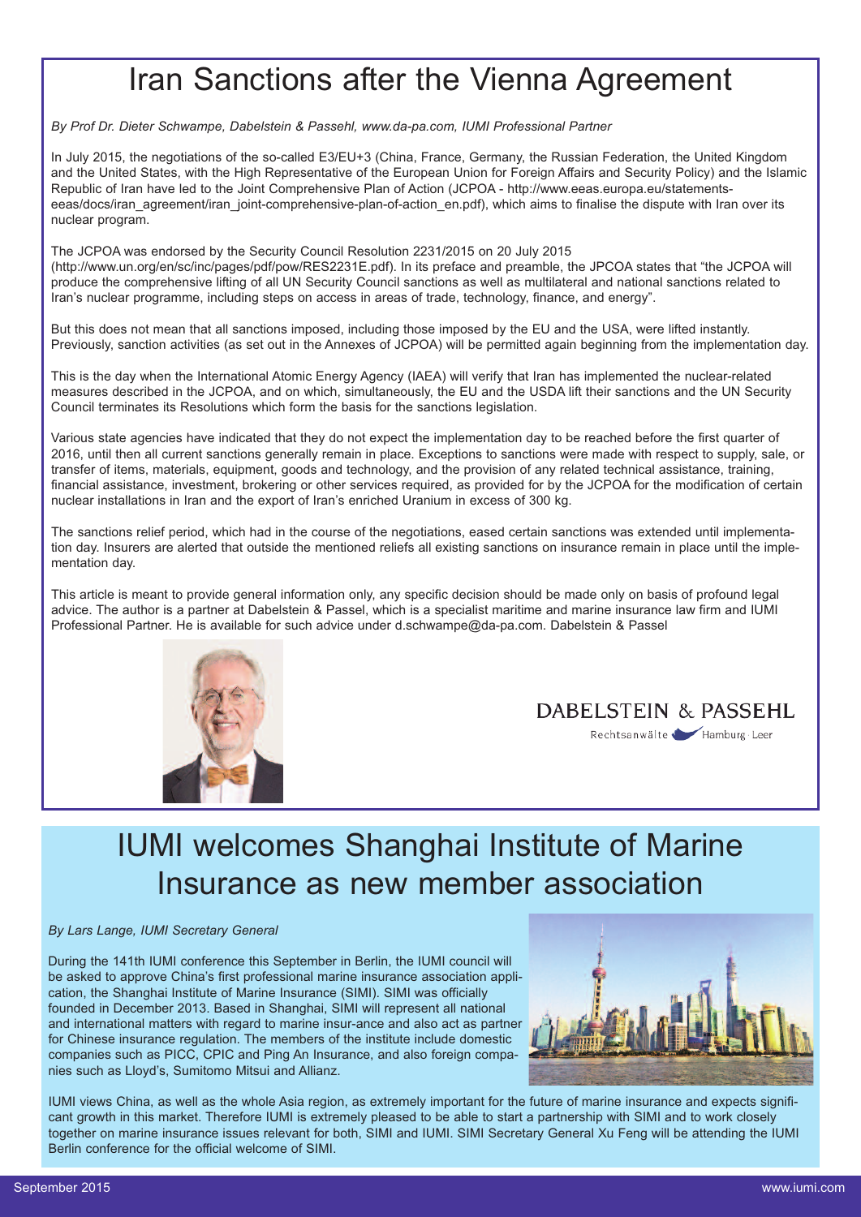# Iran Sanctions after the Vienna Agreement

*By Prof Dr. Dieter Schwampe, Dabelstein & Passehl, www.da-pa.com, IUMI Professional Partner*

In July 2015, the negotiations of the so-called E3/EU+3 (China, France, Germany, the Russian Federation, the United Kingdom and the United States, with the High Representative of the European Union for Foreign Affairs and Security Policy) and the Islamic Republic of Iran have led to the Joint Comprehensive Plan of Action (JCPOA - http://www.eeas.europa.eu/statements-eeas/docs/iran_agreement/iran_joint-comprehensive-plan-of-action_en.pdf), which aims to finalise the dispute with Iran over its nuclear program.

The JCPOA was endorsed by the Security Council Resolution 2231/2015 on 20 July 2015 (http://www.un.org/en/sc/inc/pages/pdf/pow/RES2231E.pdf). In its preface and preamble, the JPCOA states that "the JCPOA will produce the comprehensive lifting of all UN Security Council sanctions as well as multilateral and national sanctions related to Iran's nuclear programme, including steps on access in areas of trade, technology, finance, and energy".

But this does not mean that all sanctions imposed, including those imposed by the EU and the USA, were lifted instantly. Previously, sanction activities (as set out in the Annexes of JCPOA) will be permitted again beginning from the implementation day.

This is the day when the International Atomic Energy Agency (IAEA) will verify that Iran has implemented the nuclear-related measures described in the JCPOA, and on which, simultaneously, the EU and the USDA lift their sanctions and the UN Security Council terminates its Resolutions which form the basis for the sanctions legislation.

Various state agencies have indicated that they do not expect the implementation day to be reached before the first quarter of 2016, until then all current sanctions generally remain in place. Exceptions to sanctions were made with respect to supply, sale, or transfer of items, materials, equipment, goods and technology, and the provision of any related technical assistance, training, financial assistance, investment, brokering or other services required, as provided for by the JCPOA for the modification of certain nuclear installations in Iran and the export of Iran's enriched Uranium in excess of 300 kg.

The sanctions relief period, which had in the course of the negotiations, eased certain sanctions was extended until implementation day. Insurers are alerted that outside the mentioned reliefs all existing sanctions on insurance remain in place until the implementation day.

This article is meant to provide general information only, any specific decision should be made only on basis of profound legal advice. The author is a partner at Dabelstein & Passel, which is a specialist maritime and marine insurance law firm and IUMI Professional Partner. He is available for such advice under d.schwampe@da-pa.com. Dabelstein & Passel

DABELSTEIN & PASSEHL
Rechtsanwälte Hamburg Leer

# IUMI welcomes Shanghai Institute of Marine Insurance as new member association

*By Lars Lange, IUMI Secretary General*

During the 141th IUMI conference this September in Berlin, the IUMI council will be asked to approve China's first professional marine insurance association application, the Shanghai Institute of Marine Insurance (SIMI). SIMI was officially founded in December 2013. Based in Shanghai, SIMI will represent all national and international matters with regard to marine insur-ance and also act as partner for Chinese insurance regulation. The members of the institute include domestic companies such as PICC, CPIC and Ping An Insurance, and also foreign companies such as Lloyd's, Sumitomo Mitsui and Allianz.

IUMI views China, as well as the whole Asia region, as extremely important for the future of marine insurance and expects significant growth in this market. Therefore IUMI is extremely pleased to be able to start a partnership with SIMI and to work closely together on marine insurance issues relevant for both, SIMI and IUMI. SIMI Secretary General Xu Feng will be attending the IUMI Berlin conference for the official welcome of SIMI.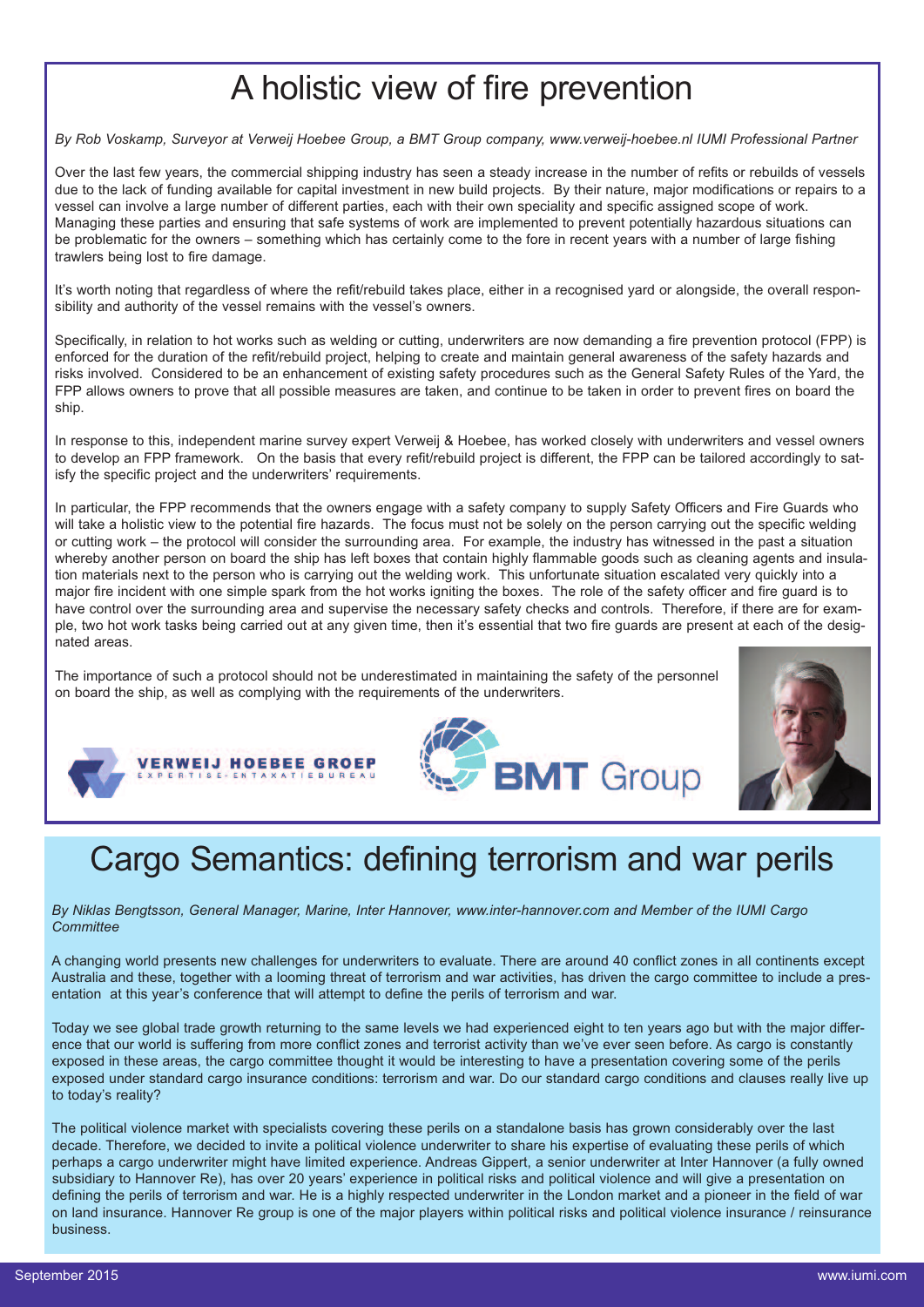# A holistic view of fire prevention

*By Rob Voskamp, Surveyor at Verweij Hoebee Group, a BMT Group company, www.verweij-hoebee.nl IUMI Professional Partner*

Over the last few years, the commercial shipping industry has seen a steady increase in the number of refits or rebuilds of vessels due to the lack of funding available for capital investment in new build projects. By their nature, major modifications or repairs to a vessel can involve a large number of different parties, each with their own speciality and specific assigned scope of work. Managing these parties and ensuring that safe systems of work are implemented to prevent potentially hazardous situations can be problematic for the owners – something which has certainly come to the fore in recent years with a number of large fishing trawlers being lost to fire damage.

It's worth noting that regardless of where the refit/rebuild takes place, either in a recognised yard or alongside, the overall responsibility and authority of the vessel remains with the vessel's owners.

Specifically, in relation to hot works such as welding or cutting, underwriters are now demanding a fire prevention protocol (FPP) is enforced for the duration of the refit/rebuild project, helping to create and maintain general awareness of the safety hazards and risks involved. Considered to be an enhancement of existing safety procedures such as the General Safety Rules of the Yard, the FPP allows owners to prove that all possible measures are taken, and continue to be taken in order to prevent fires on board the ship.

In response to this, independent marine survey expert Verweij & Hoebee, has worked closely with underwriters and vessel owners to develop an FPP framework. On the basis that every refit/rebuild project is different, the FPP can be tailored accordingly to satisfy the specific project and the underwriters' requirements.

In particular, the FPP recommends that the owners engage with a safety company to supply Safety Officers and Fire Guards who will take a holistic view to the potential fire hazards. The focus must not be solely on the person carrying out the specific welding or cutting work – the protocol will consider the surrounding area. For example, the industry has witnessed in the past a situation whereby another person on board the ship has left boxes that contain highly flammable goods such as cleaning agents and insulation materials next to the person who is carrying out the welding work. This unfortunate situation escalated very quickly into a major fire incident with one simple spark from the hot works igniting the boxes. The role of the safety officer and fire guard is to have control over the surrounding area and supervise the necessary safety checks and controls. Therefore, if there are for example, two hot work tasks being carried out at any given time, then it's essential that two fire guards are present at each of the designated areas.

The importance of such a protocol should not be underestimated in maintaining the safety of the personnel on board the ship, as well as complying with the requirements of the underwriters.

VERWEIJ HOEBEE GROEP
EXPERTISE- EN TAXATIEBUREAU

BMT Group

# Cargo Semantics: defining terrorism and war perils

*By Niklas Bengtsson, General Manager, Marine, Inter Hannover, www.inter-hannover.com and Member of the IUMI Cargo Committee*

A changing world presents new challenges for underwriters to evaluate. There are around 40 conflict zones in all continents except Australia and these, together with a looming threat of terrorism and war activities, has driven the cargo committee to include a presentation at this year's conference that will attempt to define the perils of terrorism and war.

Today we see global trade growth returning to the same levels we had experienced eight to ten years ago but with the major difference that our world is suffering from more conflict zones and terrorist activity than we've ever seen before. As cargo is constantly exposed in these areas, the cargo committee thought it would be interesting to have a presentation covering some of the perils exposed under standard cargo insurance conditions: terrorism and war. Do our standard cargo conditions and clauses really live up to today's reality?

The political violence market with specialists covering these perils on a standalone basis has grown considerably over the last decade. Therefore, we decided to invite a political violence underwriter to share his expertise of evaluating these perils of which perhaps a cargo underwriter might have limited experience. Andreas Gippert, a senior underwriter at Inter Hannover (a fully owned subsidiary to Hannover Re), has over 20 years' experience in political risks and political violence and will give a presentation on defining the perils of terrorism and war. He is a highly respected underwriter in the London market and a pioneer in the field of war on land insurance. Hannover Re group is one of the major players within political risks and political violence insurance / reinsurance business.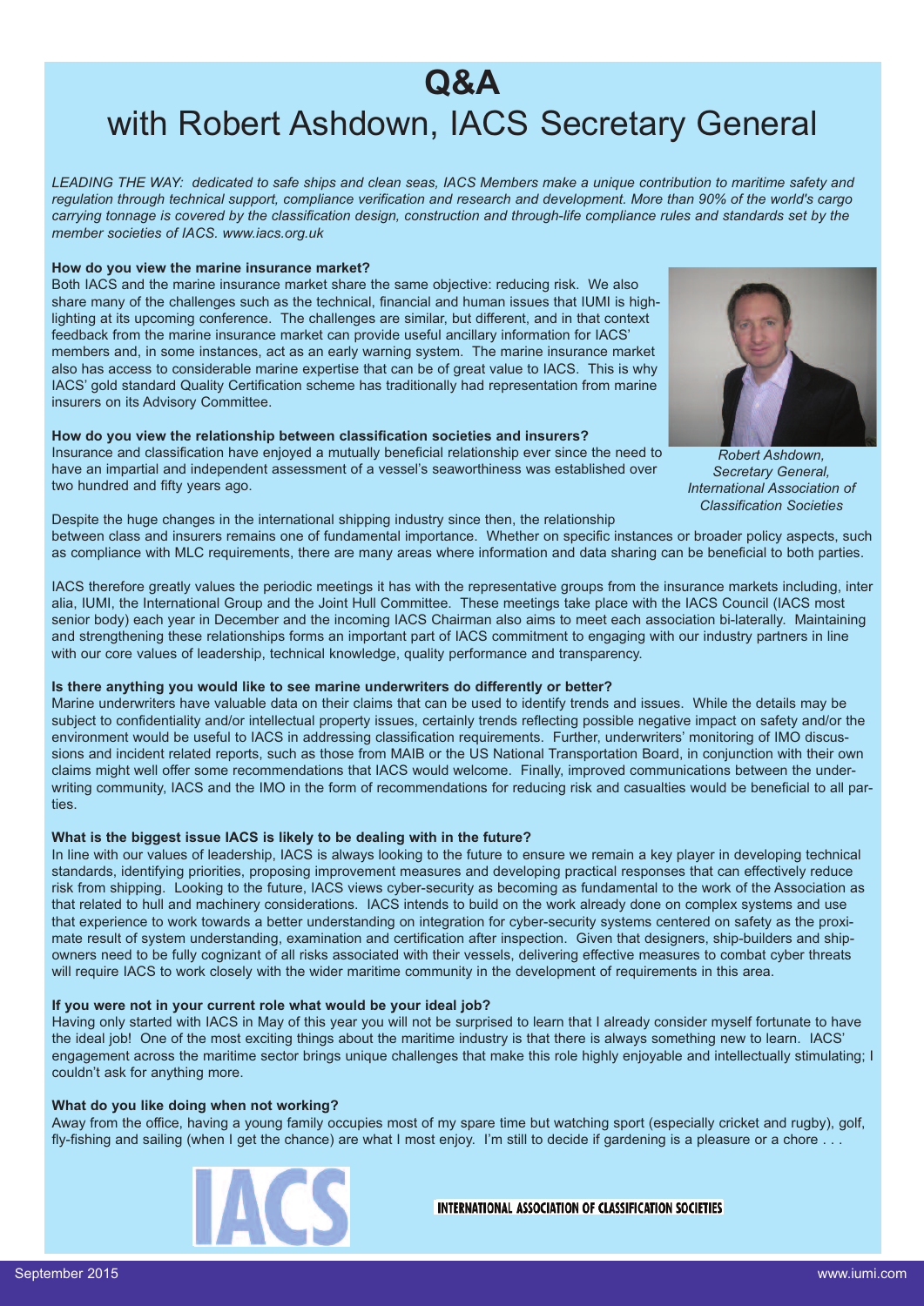# Q&A

## with Robert Ashdown, IACS Secretary General

*LEADING THE WAY: dedicated to safe ships and clean seas, IACS Members make a unique contribution to maritime safety and regulation through technical support, compliance verification and research and development. More than 90% of the world's cargo carrying tonnage is covered by the classification design, construction and through-life compliance rules and standards set by the member societies of IACS. www.iacs.org.uk*

**How do you view the marine insurance market?**

Both IACS and the marine insurance market share the same objective: reducing risk. We also share many of the challenges such as the technical, financial and human issues that IUMI is highlighting at its upcoming conference. The challenges are similar, but different, and in that context feedback from the marine insurance market can provide useful ancillary information for IACS' members and, in some instances, act as an early warning system. The marine insurance market also has access to considerable marine expertise that can be of great value to IACS. This is why IACS' gold standard Quality Certification scheme has traditionally had representation from marine insurers on its Advisory Committee.

*Robert Ashdown, Secretary General, International Association of Classification Societies*

**How do you view the relationship between classification societies and insurers?**

Insurance and classification have enjoyed a mutually beneficial relationship ever since the need to have an impartial and independent assessment of a vessel's seaworthiness was established over two hundred and fifty years ago.

Despite the huge changes in the international shipping industry since then, the relationship between class and insurers remains one of fundamental importance. Whether on specific instances or broader policy aspects, such as compliance with MLC requirements, there are many areas where information and data sharing can be beneficial to both parties.

IACS therefore greatly values the periodic meetings it has with the representative groups from the insurance markets including, inter alia, IUMI, the International Group and the Joint Hull Committee. These meetings take place with the IACS Council (IACS most senior body) each year in December and the incoming IACS Chairman also aims to meet each association bi-laterally. Maintaining and strengthening these relationships forms an important part of IACS commitment to engaging with our industry partners in line with our core values of leadership, technical knowledge, quality performance and transparency.

**Is there anything you would like to see marine underwriters do differently or better?**

Marine underwriters have valuable data on their claims that can be used to identify trends and issues. While the details may be subject to confidentiality and/or intellectual property issues, certainly trends reflecting possible negative impact on safety and/or the environment would be useful to IACS in addressing classification requirements. Further, underwriters' monitoring of IMO discussions and incident related reports, such as those from MAIB or the US National Transportation Board, in conjunction with their own claims might well offer some recommendations that IACS would welcome. Finally, improved communications between the underwriting community, IACS and the IMO in the form of recommendations for reducing risk and casualties would be beneficial to all parties.

**What is the biggest issue IACS is likely to be dealing with in the future?**

In line with our values of leadership, IACS is always looking to the future to ensure we remain a key player in developing technical standards, identifying priorities, proposing improvement measures and developing practical responses that can effectively reduce risk from shipping. Looking to the future, IACS views cyber-security as becoming as fundamental to the work of the Association as that related to hull and machinery considerations. IACS intends to build on the work already done on complex systems and use that experience to work towards a better understanding on integration for cyber-security systems centered on safety as the proximate result of system understanding, examination and certification after inspection. Given that designers, ship-builders and shipowners need to be fully cognizant of all risks associated with their vessels, delivering effective measures to combat cyber threats will require IACS to work closely with the wider maritime community in the development of requirements in this area.

**If you were not in your current role what would be your ideal job?**

Having only started with IACS in May of this year you will not be surprised to learn that I already consider myself fortunate to have the ideal job! One of the most exciting things about the maritime industry is that there is always something new to learn. IACS' engagement across the maritime sector brings unique challenges that make this role highly enjoyable and intellectually stimulating; I couldn't ask for anything more.

**What do you like doing when not working?**

Away from the office, having a young family occupies most of my spare time but watching sport (especially cricket and rugby), golf, fly-fishing and sailing (when I get the chance) are what I most enjoy. I'm still to decide if gardening is a pleasure or a chore . . .

IACS

INTERNATIONAL ASSOCIATION OF CLASSIFICATION SOCIETIES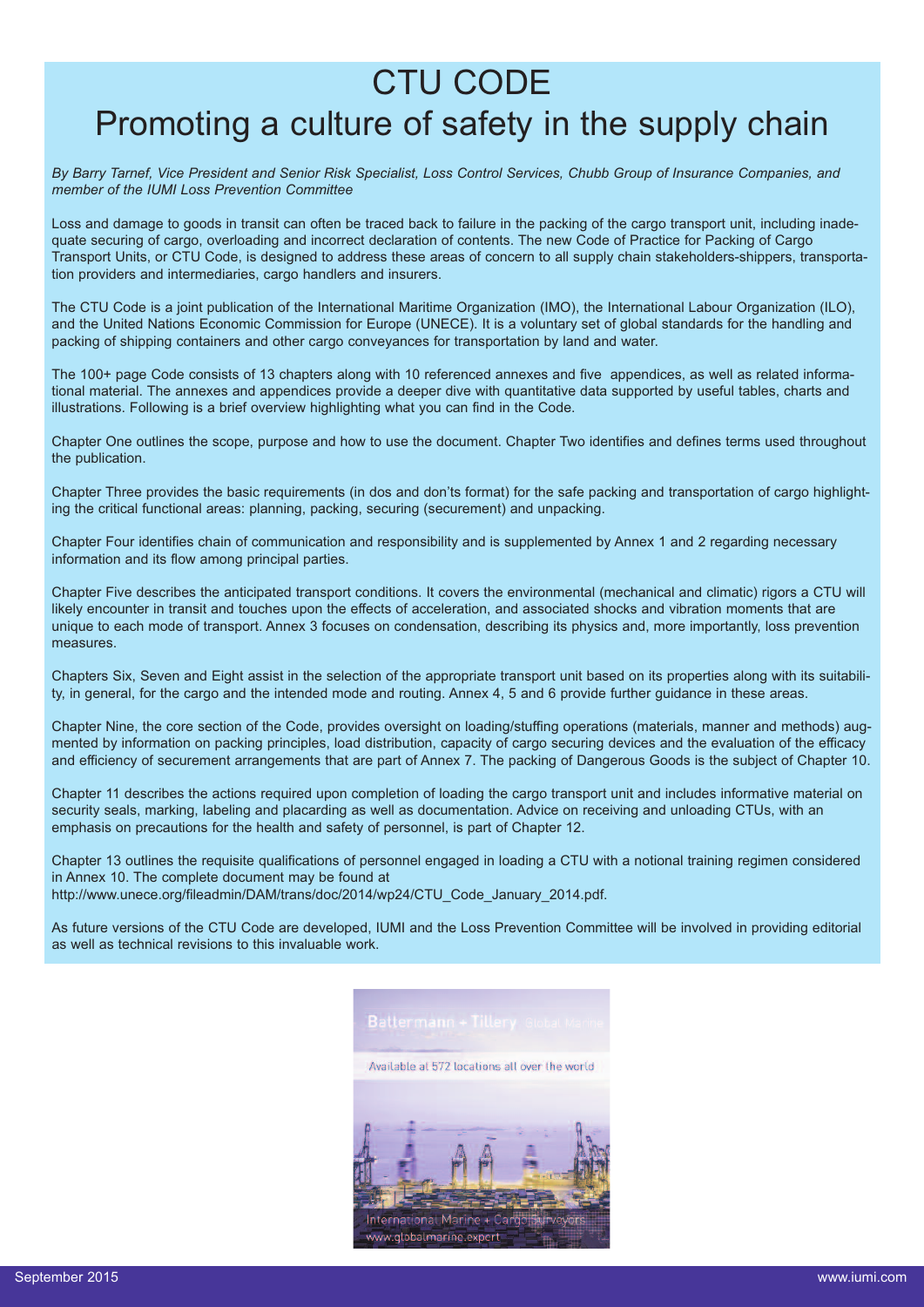# CTU CODE

## Promoting a culture of safety in the supply chain

*By Barry Tarnef, Vice President and Senior Risk Specialist, Loss Control Services, Chubb Group of Insurance Companies, and member of the IUMI Loss Prevention Committee*

Loss and damage to goods in transit can often be traced back to failure in the packing of the cargo transport unit, including inadequate securing of cargo, overloading and incorrect declaration of contents. The new Code of Practice for Packing of Cargo Transport Units, or CTU Code, is designed to address these areas of concern to all supply chain stakeholders-shippers, transportation providers and intermediaries, cargo handlers and insurers.

The CTU Code is a joint publication of the International Maritime Organization (IMO), the International Labour Organization (ILO), and the United Nations Economic Commission for Europe (UNECE). It is a voluntary set of global standards for the handling and packing of shipping containers and other cargo conveyances for transportation by land and water.

The 100+ page Code consists of 13 chapters along with 10 referenced annexes and five appendices, as well as related informational material. The annexes and appendices provide a deeper dive with quantitative data supported by useful tables, charts and illustrations. Following is a brief overview highlighting what you can find in the Code.

Chapter One outlines the scope, purpose and how to use the document. Chapter Two identifies and defines terms used throughout the publication.

Chapter Three provides the basic requirements (in dos and don'ts format) for the safe packing and transportation of cargo highlighting the critical functional areas: planning, packing, securing (securement) and unpacking.

Chapter Four identifies chain of communication and responsibility and is supplemented by Annex 1 and 2 regarding necessary information and its flow among principal parties.

Chapter Five describes the anticipated transport conditions. It covers the environmental (mechanical and climatic) rigors a CTU will likely encounter in transit and touches upon the effects of acceleration, and associated shocks and vibration moments that are unique to each mode of transport. Annex 3 focuses on condensation, describing its physics and, more importantly, loss prevention measures.

Chapters Six, Seven and Eight assist in the selection of the appropriate transport unit based on its properties along with its suitability, in general, for the cargo and the intended mode and routing. Annex 4, 5 and 6 provide further guidance in these areas.

Chapter Nine, the core section of the Code, provides oversight on loading/stuffing operations (materials, manner and methods) augmented by information on packing principles, load distribution, capacity of cargo securing devices and the evaluation of the efficacy and efficiency of securement arrangements that are part of Annex 7. The packing of Dangerous Goods is the subject of Chapter 10.

Chapter 11 describes the actions required upon completion of loading the cargo transport unit and includes informative material on security seals, marking, labeling and placarding as well as documentation. Advice on receiving and unloading CTUs, with an emphasis on precautions for the health and safety of personnel, is part of Chapter 12.

Chapter 13 outlines the requisite qualifications of personnel engaged in loading a CTU with a notional training regimen considered in Annex 10. The complete document may be found at http://www.unece.org/fileadmin/DAM/trans/doc/2014/wp24/CTU_Code_January_2014.pdf.

As future versions of the CTU Code are developed, IUMI and the Loss Prevention Committee will be involved in providing editorial as well as technical revisions to this invaluable work.

Battermann + Tillery Global Marine

Available at 572 locations all over the world

International Marine + Cargo Surveyors
www.globalmarine.expert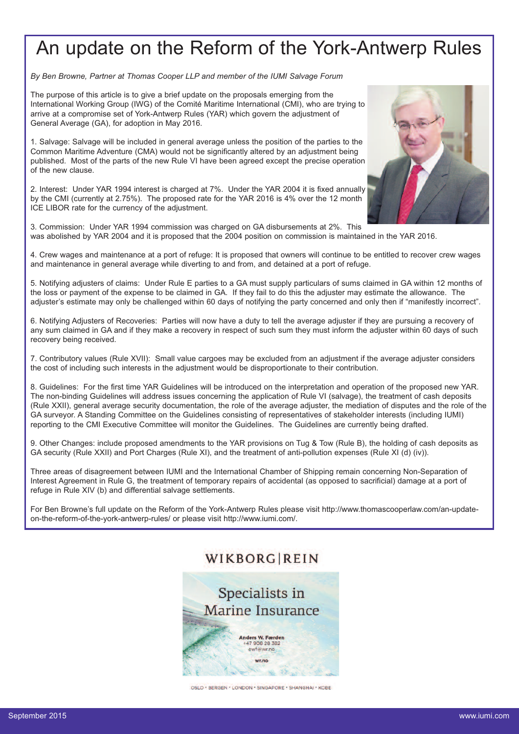# An update on the Reform of the York-Antwerp Rules

*By Ben Browne, Partner at Thomas Cooper LLP and member of the IUMI Salvage Forum*

The purpose of this article is to give a brief update on the proposals emerging from the International Working Group (IWG) of the Comité Maritime International (CMI), who are trying to arrive at a compromise set of York-Antwerp Rules (YAR) which govern the adjustment of General Average (GA), for adoption in May 2016.

1. Salvage: Salvage will be included in general average unless the position of the parties to the Common Maritime Adventure (CMA) would not be significantly altered by an adjustment being published. Most of the parts of the new Rule VI have been agreed except the precise operation of the new clause.

2. Interest: Under YAR 1994 interest is charged at 7%. Under the YAR 2004 it is fixed annually by the CMI (currently at 2.75%). The proposed rate for the YAR 2016 is 4% over the 12 month ICE LIBOR rate for the currency of the adjustment.

3. Commission: Under YAR 1994 commission was charged on GA disbursements at 2%. This was abolished by YAR 2004 and it is proposed that the 2004 position on commission is maintained in the YAR 2016.

4. Crew wages and maintenance at a port of refuge: It is proposed that owners will continue to be entitled to recover crew wages and maintenance in general average while diverting to and from, and detained at a port of refuge.

5. Notifying adjusters of claims: Under Rule E parties to a GA must supply particulars of sums claimed in GA within 12 months of the loss or payment of the expense to be claimed in GA. If they fail to do this the adjuster may estimate the allowance. The adjuster's estimate may only be challenged within 60 days of notifying the party concerned and only then if "manifestly incorrect".

6. Notifying Adjusters of Recoveries: Parties will now have a duty to tell the average adjuster if they are pursuing a recovery of any sum claimed in GA and if they make a recovery in respect of such sum they must inform the adjuster within 60 days of such recovery being received.

7. Contributory values (Rule XVII): Small value cargoes may be excluded from an adjustment if the average adjuster considers the cost of including such interests in the adjustment would be disproportionate to their contribution.

8. Guidelines: For the first time YAR Guidelines will be introduced on the interpretation and operation of the proposed new YAR. The non-binding Guidelines will address issues concerning the application of Rule VI (salvage), the treatment of cash deposits (Rule XXII), general average security documentation, the role of the average adjuster, the mediation of disputes and the role of the GA surveyor. A Standing Committee on the Guidelines consisting of representatives of stakeholder interests (including IUMI) reporting to the CMI Executive Committee will monitor the Guidelines. The Guidelines are currently being drafted.

9. Other Changes: include proposed amendments to the YAR provisions on Tug & Tow (Rule B), the holding of cash deposits as GA security (Rule XXII) and Port Charges (Rule XI), and the treatment of anti-pollution expenses (Rule XI (d) (iv)).

Three areas of disagreement between IUMI and the International Chamber of Shipping remain concerning Non-Separation of Interest Agreement in Rule G, the treatment of temporary repairs of accidental (as opposed to sacrificial) damage at a port of refuge in Rule XIV (b) and differential salvage settlements.

For Ben Browne's full update on the Reform of the York-Antwerp Rules please visit http://www.thomascooperlaw.com/an-update-on-the-reform-of-the-york-antwerp-rules/ or please visit http://www.iumi.com/.

WIKBORG|REIN

Specialists in Marine Insurance

Anders W. Færden
+47 909 28 382
awf@wr.no

wr.no

OSLO • BERGEN • LONDON • SINGAPORE • SHANGHAI • KOBE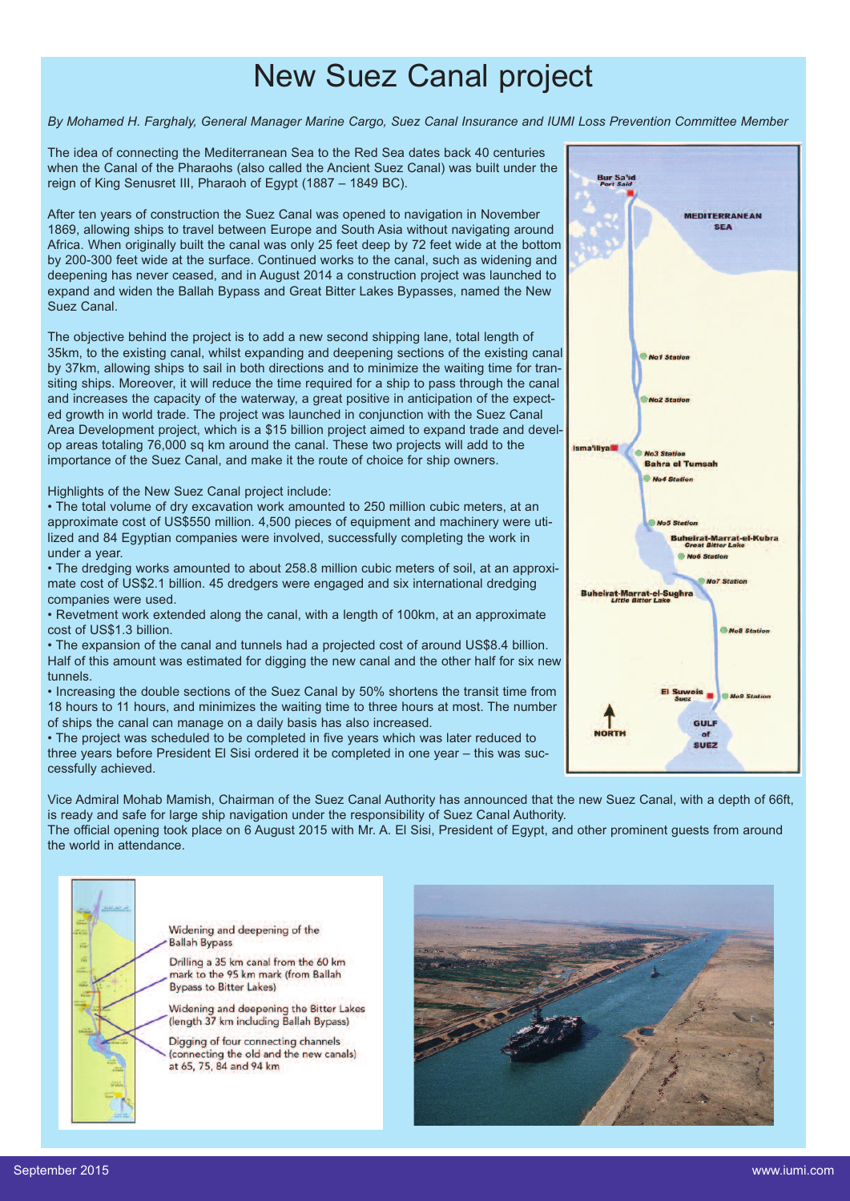# New Suez Canal project

*By Mohamed H. Farghaly, General Manager Marine Cargo, Suez Canal Insurance and IUMI Loss Prevention Committee Member*

The idea of connecting the Mediterranean Sea to the Red Sea dates back 40 centuries when the Canal of the Pharaohs (also called the Ancient Suez Canal) was built under the reign of King Senusret III, Pharaoh of Egypt (1887 – 1849 BC).

After ten years of construction the Suez Canal was opened to navigation in November 1869, allowing ships to travel between Europe and South Asia without navigating around Africa. When originally built the canal was only 25 feet deep by 72 feet wide at the bottom by 200-300 feet wide at the surface. Continued works to the canal, such as widening and deepening has never ceased, and in August 2014 a construction project was launched to expand and widen the Ballah Bypass and Great Bitter Lakes Bypasses, named the New Suez Canal.

The objective behind the project is to add a new second shipping lane, total length of 35km, to the existing canal, whilst expanding and deepening sections of the existing canal by 37km, allowing ships to sail in both directions and to minimize the waiting time for transiting ships. Moreover, it will reduce the time required for a ship to pass through the canal and increases the capacity of the waterway, a great positive in anticipation of the expected growth in world trade. The project was launched in conjunction with the Suez Canal Area Development project, which is a $15 billion project aimed to expand trade and develop areas totaling 76,000 sq km around the canal. These two projects will add to the importance of the Suez Canal, and make it the route of choice for ship owners.

Highlights of the New Suez Canal project include:

- The total volume of dry excavation work amounted to 250 million cubic meters, at an approximate cost of US$550 million. 4,500 pieces of equipment and machinery were utilized and 84 Egyptian companies were involved, successfully completing the work in under a year.
- The dredging works amounted to about 258.8 million cubic meters of soil, at an approximate cost of US$2.1 billion. 45 dredgers were engaged and six international dredging companies were used.
- Revetment work extended along the canal, with a length of 100km, at an approximate cost of US$1.3 billion.
- The expansion of the canal and tunnels had a projected cost of around US$8.4 billion. Half of this amount was estimated for digging the new canal and the other half for six new tunnels.
- Increasing the double sections of the Suez Canal by 50% shortens the transit time from 18 hours to 11 hours, and minimizes the waiting time to three hours at most. The number of ships the canal can manage on a daily basis has also increased.
- The project was scheduled to be completed in five years which was later reduced to three years before President El Sisi ordered it be completed in one year – this was successfully achieved.

Vice Admiral Mohab Mamish, Chairman of the Suez Canal Authority has announced that the new Suez Canal, with a depth of 66ft, is ready and safe for large ship navigation under the responsibility of Suez Canal Authority.

The official opening took place on 6 August 2015 with Mr. A. El Sisi, President of Egypt, and other prominent guests from around the world in attendance.

- Widening and deepening of the Ballah Bypass
- Drilling a 35 km canal from the 60 km mark to the 95 km mark (from Ballah Bypass to Bitter Lakes)
- Widening and deepening the Bitter Lakes (length 37 km including Ballah Bypass)
- Digging of four connecting channels (connecting the old and the new canals) at 65, 75, 84 and 94 km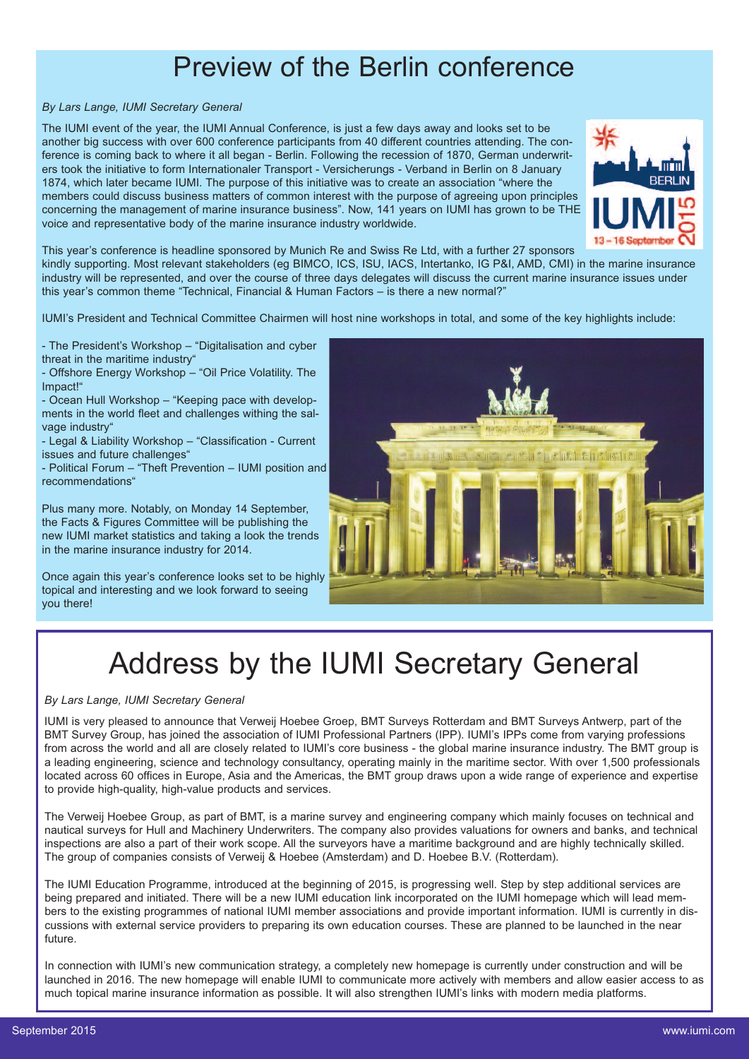# Preview of the Berlin conference

*By Lars Lange, IUMI Secretary General*

The IUMI event of the year, the IUMI Annual Conference, is just a few days away and looks set to be another big success with over 600 conference participants from 40 different countries attending. The conference is coming back to where it all began - Berlin. Following the recession of 1870, German underwriters took the initiative to form Internationaler Transport - Versicherungs - Verband in Berlin on 8 January 1874, which later became IUMI. The purpose of this initiative was to create an association "where the members could discuss business matters of common interest with the purpose of agreeing upon principles concerning the management of marine insurance business". Now, 141 years on IUMI has grown to be THE voice and representative body of the marine insurance industry worldwide.

This year's conference is headline sponsored by Munich Re and Swiss Re Ltd, with a further 27 sponsors kindly supporting. Most relevant stakeholders (eg BIMCO, ICS, ISU, IACS, Intertanko, IG P&I, AMD, CMI) in the marine insurance industry will be represented, and over the course of three days delegates will discuss the current marine insurance issues under this year's common theme "Technical, Financial & Human Factors – is there a new normal?"

IUMI's President and Technical Committee Chairmen will host nine workshops in total, and some of the key highlights include:

- The President's Workshop – "Digitalisation and cyber threat in the maritime industry"
- Offshore Energy Workshop – "Oil Price Volatility. The Impact!"
- Ocean Hull Workshop – "Keeping pace with developments in the world fleet and challenges withing the salvage industry"
- Legal & Liability Workshop – "Classification - Current issues and future challenges"
- Political Forum – "Theft Prevention – IUMI position and recommendations"

Plus many more. Notably, on Monday 14 September, the Facts & Figures Committee will be publishing the new IUMI market statistics and taking a look the trends in the marine insurance industry for 2014.

Once again this year's conference looks set to be highly topical and interesting and we look forward to seeing you there!

# Address by the IUMI Secretary General

*By Lars Lange, IUMI Secretary General*

IUMI is very pleased to announce that Verweij Hoebee Groep, BMT Surveys Rotterdam and BMT Surveys Antwerp, part of the BMT Survey Group, has joined the association of IUMI Professional Partners (IPP). IUMI's IPPs come from varying professions from across the world and all are closely related to IUMI's core business - the global marine insurance industry. The BMT group is a leading engineering, science and technology consultancy, operating mainly in the maritime sector. With over 1,500 professionals located across 60 offices in Europe, Asia and the Americas, the BMT group draws upon a wide range of experience and expertise to provide high-quality, high-value products and services.

The Verweij Hoebee Group, as part of BMT, is a marine survey and engineering company which mainly focuses on technical and nautical surveys for Hull and Machinery Underwriters. The company also provides valuations for owners and banks, and technical inspections are also a part of their work scope. All the surveyors have a maritime background and are highly technically skilled. The group of companies consists of Verweij & Hoebee (Amsterdam) and D. Hoebee B.V. (Rotterdam).

The IUMI Education Programme, introduced at the beginning of 2015, is progressing well. Step by step additional services are being prepared and initiated. There will be a new IUMI education link incorporated on the IUMI homepage which will lead members to the existing programmes of national IUMI member associations and provide important information. IUMI is currently in discussions with external service providers to preparing its own education courses. These are planned to be launched in the near future.

In connection with IUMI's new communication strategy, a completely new homepage is currently under construction and will be launched in 2016. The new homepage will enable IUMI to communicate more actively with members and allow easier access to as much topical marine insurance information as possible. It will also strengthen IUMI's links with modern media platforms.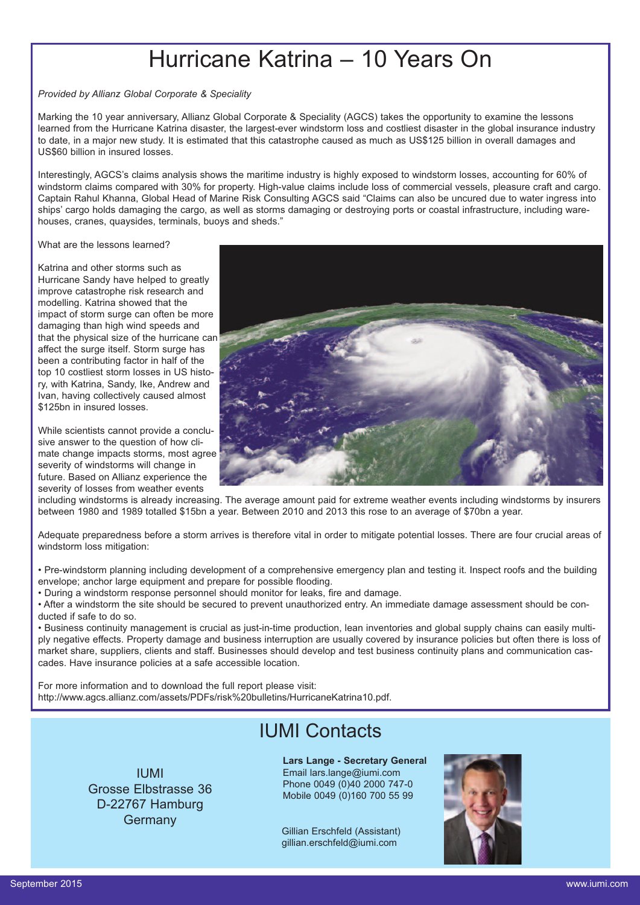# Hurricane Katrina – 10 Years On

*Provided by Allianz Global Corporate & Speciality*

Marking the 10 year anniversary, Allianz Global Corporate & Speciality (AGCS) takes the opportunity to examine the lessons learned from the Hurricane Katrina disaster, the largest-ever windstorm loss and costliest disaster in the global insurance industry to date, in a major new study. It is estimated that this catastrophe caused as much as US$125 billion in overall damages and US$60 billion in insured losses.

Interestingly, AGCS's claims analysis shows the maritime industry is highly exposed to windstorm losses, accounting for 60% of windstorm claims compared with 30% for property. High-value claims include loss of commercial vessels, pleasure craft and cargo. Captain Rahul Khanna, Global Head of Marine Risk Consulting AGCS said "Claims can also be uncured due to water ingress into ships' cargo holds damaging the cargo, as well as storms damaging or destroying ports or coastal infrastructure, including warehouses, cranes, quaysides, terminals, buoys and sheds."

What are the lessons learned?

Katrina and other storms such as Hurricane Sandy have helped to greatly improve catastrophe risk research and modelling. Katrina showed that the impact of storm surge can often be more damaging than high wind speeds and that the physical size of the hurricane can affect the surge itself. Storm surge has been a contributing factor in half of the top 10 costliest storm losses in US history, with Katrina, Sandy, Ike, Andrew and Ivan, having collectively caused almost $125bn in insured losses.

While scientists cannot provide a conclusive answer to the question of how climate change impacts storms, most agree severity of windstorms will change in future. Based on Allianz experience the severity of losses from weather events including windstorms is already increasing. The average amount paid for extreme weather events including windstorms by insurers between 1980 and 1989 totalled $15bn a year. Between 2010 and 2013 this rose to an average of $70bn a year.

Adequate preparedness before a storm arrives is therefore vital in order to mitigate potential losses. There are four crucial areas of windstorm loss mitigation:

- Pre-windstorm planning including development of a comprehensive emergency plan and testing it. Inspect roofs and the building envelope; anchor large equipment and prepare for possible flooding.
- During a windstorm response personnel should monitor for leaks, fire and damage.
- After a windstorm the site should be secured to prevent unauthorized entry. An immediate damage assessment should be conducted if safe to do so.
- Business continuity management is crucial as just-in-time production, lean inventories and global supply chains can easily multiply negative effects. Property damage and business interruption are usually covered by insurance policies but often there is loss of market share, suppliers, clients and staff. Businesses should develop and test business continuity plans and communication cascades. Have insurance policies at a safe accessible location.

For more information and to download the full report please visit:
http://www.agcs.allianz.com/assets/PDFs/risk%20bulletins/HurricaneKatrina10.pdf.

## IUMI Contacts

IUMI
Grosse Elbstrasse 36
D-22767 Hamburg
Germany

**Lars Lange - Secretary General**
Email lars.lange@iumi.com
Phone 0049 (0)40 2000 747-0
Mobile 0049 (0)160 700 55 99

Gillian Erschfeld (Assistant)
gillian.erschfeld@iumi.com